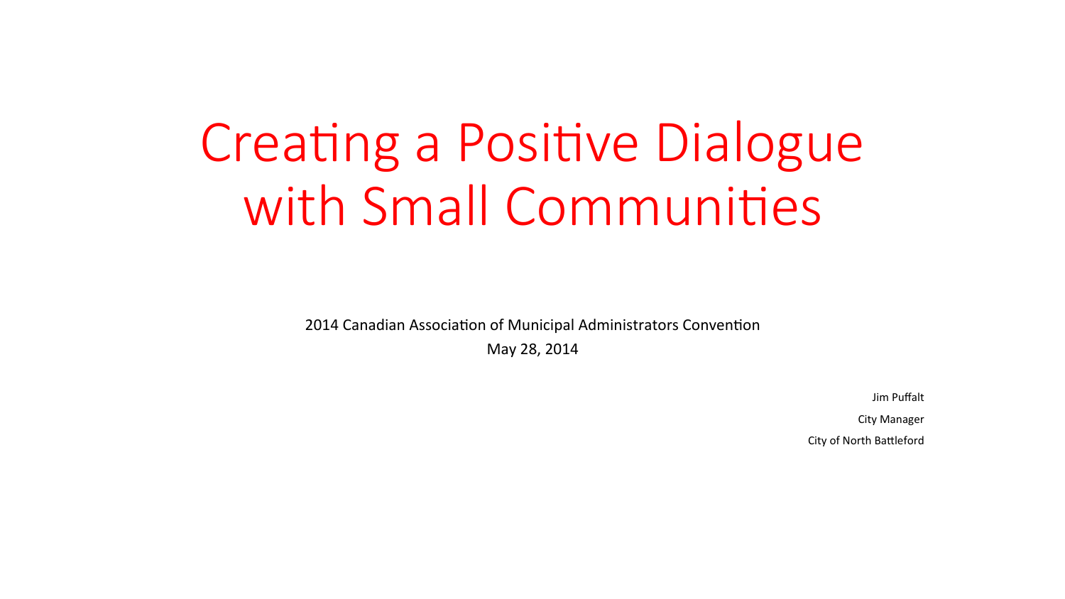# Creating a Positive Dialogue with Small Communities

2014 Canadian Association of Municipal Administrators Convention

May 28, 2014

Jim Puffalt

City Manager

City of North Battleford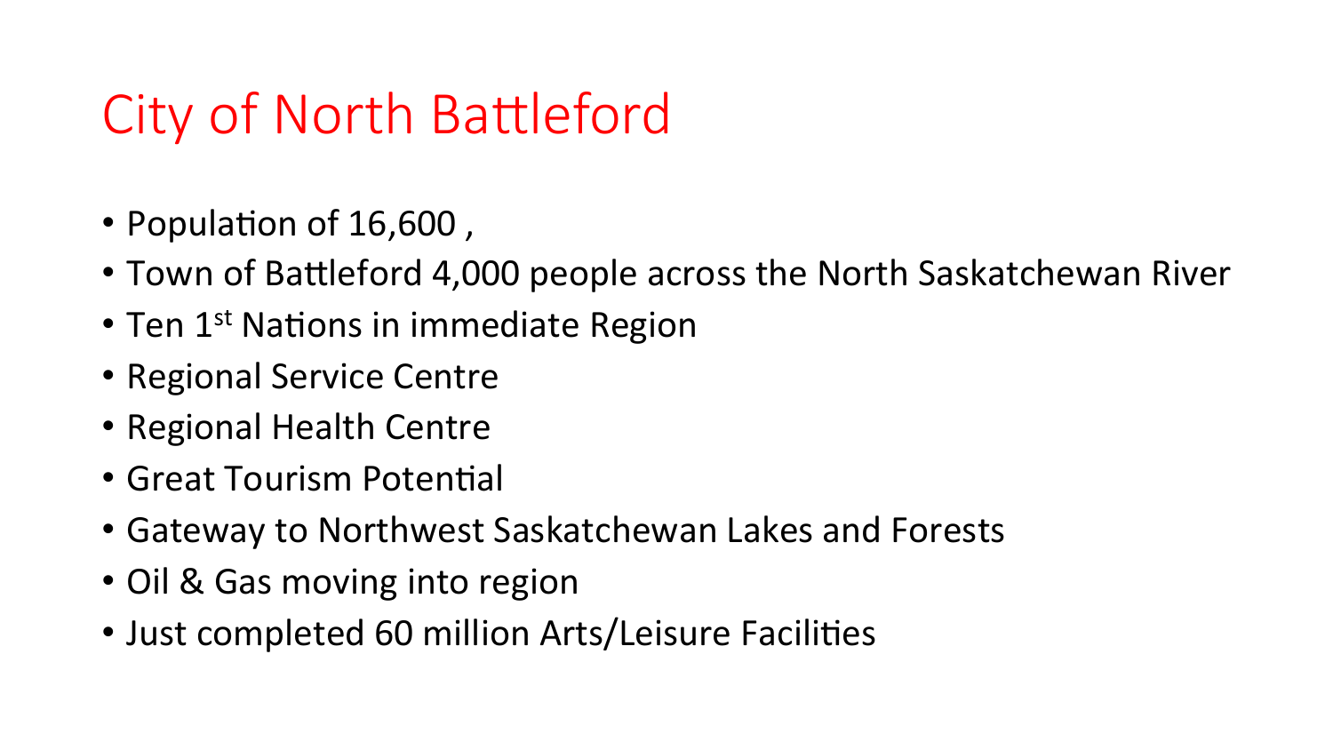# City of North Battleford

- Population of 16,600 ,
- Town of Battleford 4,000 people across the North Saskatchewan River
- Ten 1st Nations in immediate Region
- Regional Service Centre
- Regional Health Centre
- Great Tourism Potential
- Gateway to Northwest Saskatchewan Lakes and Forests
- Oil & Gas moving into region
- Just completed 60 million Arts/Leisure Facilities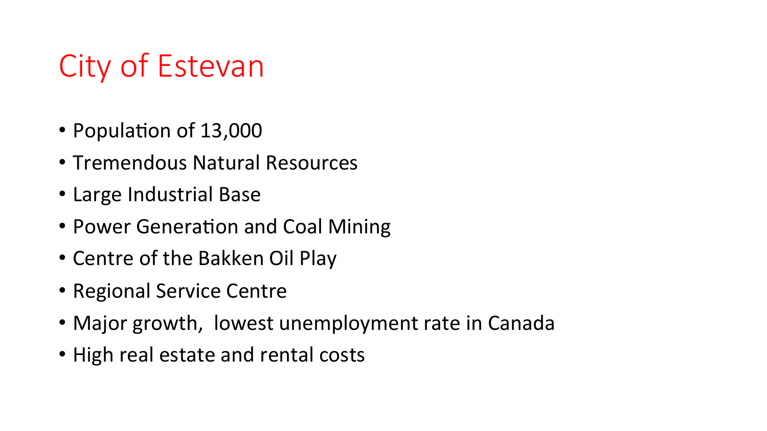# City of Estevan

- Population of 13,000
- Tremendous Natural Resources
- Large Industrial Base
- Power Generation and Coal Mining
- Centre of the Bakken Oil Play
- Regional Service Centre
- Major growth, lowest unemployment rate in Canada
- High real estate and rental costs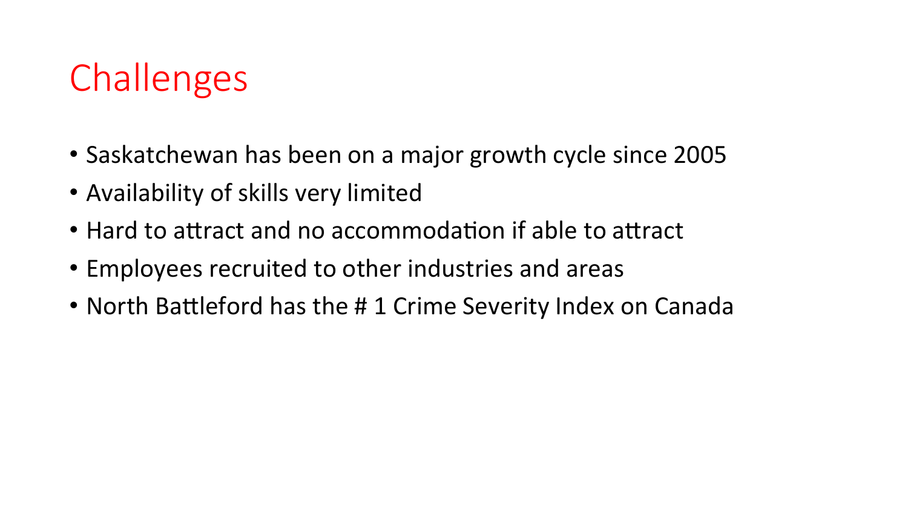# Challenges

- Saskatchewan has been on a major growth cycle since 2005
- Availability of skills very limited
- Hard to attract and no accommodation if able to attract
- Employees recruited to other industries and areas
- North Battleford has the # 1 Crime Severity Index on Canada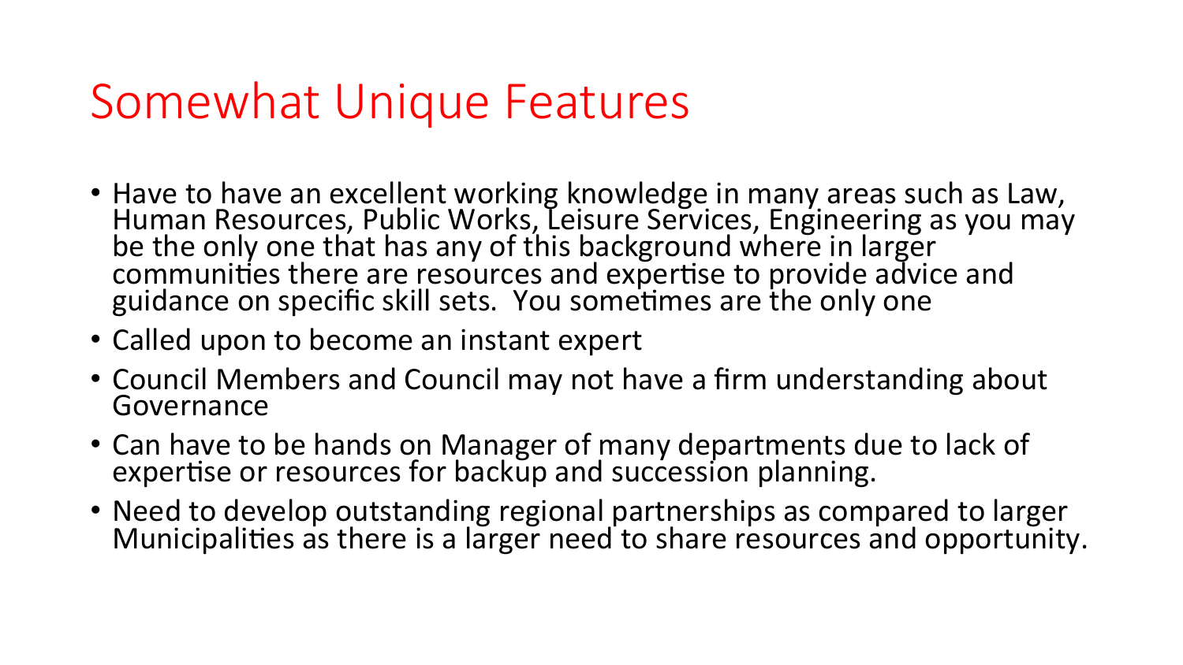# Somewhat Unique Features

- Have to have an excellent working knowledge in many areas such as Law, Human Resources, Public Works, Leisure Services, Engineering as you may be the only one that has any of this background where in larger communities there are resources and expertise to provide advice and guidance on specific skill sets. You sometimes are the only one
- Called upon to become an instant expert
- Council Members and Council may not have a firm understanding about Governance
- Can have to be hands on Manager of many departments due to lack of expertise or resources for backup and succession planning.
- Need to develop outstanding regional partnerships as compared to larger Municipalities as there is a larger need to share resources and opportunity.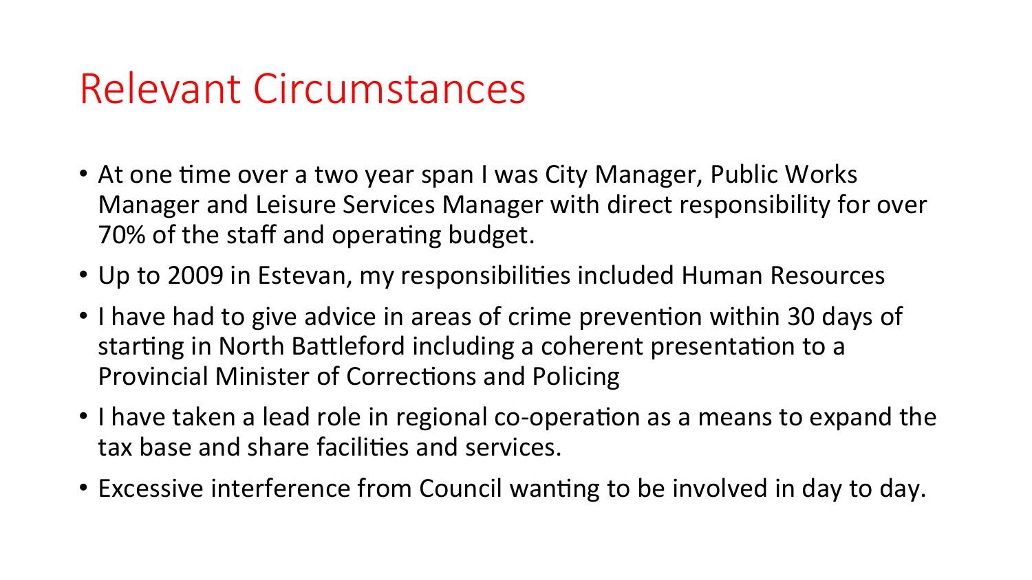# Relevant Circumstances

- At one time over a two year span I was City Manager, Public Works Manager and Leisure Services Manager with direct responsibility for over 70% of the staff and operating budget.
- Up to 2009 in Estevan, my responsibilities included Human Resources
- I have had to give advice in areas of crime prevention within 30 days of starting in North Battleford including a coherent presentation to a Provincial Minister of Corrections and Policing
- I have taken a lead role in regional co-operation as a means to expand the tax base and share facilities and services.
- Excessive interference from Council wanting to be involved in day to day.